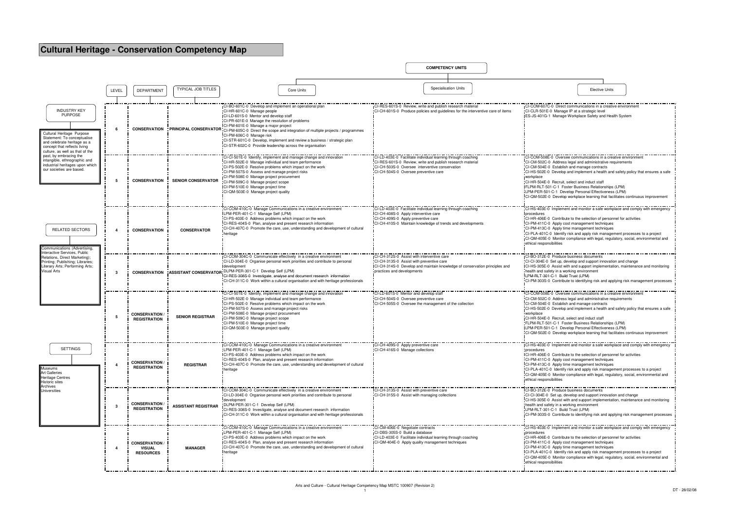# Cultural Heritage - Conservation Competency Map

**INDUSTRY KEY PURPOSE**

Cultural Heritage Purpose Statement: To conceptualise and celebrate heritage as a concept that reflects living culture, as well as that of the past, by embracing the intangible, ethnographic and industrial heritages upon which our societies are based.

**RELATED SECTORS**

Communications (Advertising, Interactive Services, Public Relations, Direct Marketing); Printing; Publishing; Libraries; Literary Arts; Performing Arts; Visual Arts

**SETTINGS**

Museums
Art Galleries
Heritage Centres
Historic sites
Archives
Universities

**COMPETENCY UNITS**

| LEVEL | DEPARTMENT | TYPICAL JOB TITLES | Core Units | Specialisation Units | Elective Units |
|---|---|---|---|---|---|
| 6 | CONSERVATION | PRINCIPAL CONSERVATOR | CI-BO-601C-0 Develop and implement an operational plan<br>CI-HR-601C-0 Manage people<br>CI-LD-601S-0 Mentor and develop staff<br>CI-PR-601E-0 Manage the resolution of problems<br>CI-PM-601E-0 Manage a major project<br>CI-PM-605C-0 Direct the scope and integration of multiple projects / programmes<br>CI-PM-606C-0 Manage risk<br>CI-STR-601C-0 Develop, implement and review a business / strategic plan<br>CI-STR-602C-0 Provide leadership across the organisation | CI-RES-601S-0 Review, write and publish research material<br>CI-CH-601S-0 Produce policies and guidelines for the interventive care of items | CI-COM-607C-0 Direct communications in a creative environment<br>CI-CLR-501E-0 Manage IP at a strategic level<br>ES-JS-401G-1 Manage Workplace Safety and Health System |
| 5 | CONSERVATION | SENIOR CONSERVATOR | CI-CI-501E-0 Identify, implement and manage change and innovation<br>CI-HR-502E-0 Manage individual and team performance<br>CI-PS-502E-0 Resolve problems which impact on the work<br>CI-PM-507S-0 Assess and manage project risks<br>CI-PM-508E-0 Manage project procurement<br>CI-PM-509C-0 Manage project scope<br>CI-PM-510E-0 Manage project time<br>CI-QM-503E-0 Manage project quality | CI-LD-403E-0 Facilitate individual learning through coaching<br>CI-RES-601S-0 Review, write and publish research material<br>CI-CH-503S-0 Oversee interventive conservation<br>CI-CH-504S-0 Oversee preventive care | CI-COM-508E-0 Oversee communications in a creative environment<br>CI-CM-502C-0 Address legal and administrative requirements<br>CI-CM-504E-0 Establish and manage contracts<br>CI-HS-502E-0 Develop and implement a health and safety policy that ensures a safe workplace<br>CI-HR-504E-0 Recruit, select and induct staff<br>FLPM-RLT-501-C-1 Foster Business Relationships (LPM)<br>LPM-PER-501-C-1 Develop Personal Effectiveness (LPM)<br>CI-QM-502E-0 Develop workplace learning that facilitates continuous improvement |
| 4 | CONSERVATION | CONSERVATOR | CI-COM-410C-0 Manage Communications in a creative environment<br>LPM-PER-401-C-1 Manage Self (LPM)<br>CI-PS-403E-0 Address problems which impact on the work<br>CI-RES-404S-0 Plan, analyse and present research information<br>CI-CH-407C-0 Promote the care, use, understanding and development of cultural heritage | CI-LD-403E-0 Facilitate individual learning through coaching<br>CI-CH-408S-0 Apply interventive care<br>CI-CH-409S-0 Apply preventive care<br>CI-CH-410S-0 Maintain knowledge of trends and developments | CI-HS-403E-0 Implement and monitor a safe workplace and comply with emergency procedures<br>CI-HR-406E-0 Contribute to the selection of personnel for activities<br>CI-PM-411C-0 Apply cost management techniques<br>CI-PM-413C-0 Apply time management techniques<br>CI-PLA-401C-0 Identify risk and apply risk management processes to a project<br>CI-QM-405E-0 Monitor compliance with legal, regulatory, social, environmental and ethical responsibilities |
| 3 | CONSERVATION | ASSISTANT CONSERVATOR | CI-COM-304C-0 Communicate effectively in a creative environment<br>CI-LD-304E-0 Organise personal work priorities and contribute to personal development<br>DLPM-PER-301-C-1 Develop Self (LPM)<br>CI-RES-308S-0 Investigate, analyse and document research information<br>CI-CH-311C-0 Work within a cultural organisation and with heritage professionals | CI-CH-312S-0 Assist with interventive care<br>CI-CH-313S-0 Assist with preventive care<br>CI-CH-314S-0 Develop and maintain knowledge of conservation principles and practices and developments | CI-BO-312E-0 Produce business documents<br>CI-CI-304E-0 Set up, develop and support innovation and change<br>CI-HS-305E-0 Assist with and support implementation, maintenance and monitoring health and safety in a working environment<br>LPM-RLT-301-C-1 Build Trust (LPM)<br>CI-PM-303S-0 Contribute to identifying risk and applying risk management processes |
| 5 | CONSERVATION / REGISTRATION | SENIOR REGISTRAR | CI-CI-501E-0 Identify, implement and manage change and innovation<br>CI-HR-502E-0 Manage individual and team performance<br>CI-PS-502E-0 Resolve problems which impact on the work<br>CI-PM-507S-0 Assess and manage project risks<br>CI-PM-508E-0 Manage project procurement<br>CI-PM-509C-0 Manage project scope<br>CI-PM-510E-0 Manage project time<br>CI-QM-503E-0 Manage project quality | CI-LD-601S-0 Mentor and develop staff<br>CI-CH-504S-0 Oversee preventive care<br>CI-CH-505S-0 Oversee the management of the collection | CI-COM-508E-0 Oversee communications in a creative environment<br>CI-CM-502C-0 Address legal and administrative requirements<br>CI-CM-504E-0 Establish and manage contracts<br>CI-HS-502E-0 Develop and implement a health and safety policy that ensures a safe workplace<br>CI-HR-504E-0 Recruit, select and induct staff<br>FLPM-RLT-501-C-1 Foster Business Relationships (LPM)<br>LPM-PER-501-C-1 Develop Personal Effectiveness (LPM)<br>CI-QM-502E-0 Develop workplace learning that facilitates continuous improvement |
| 4 | CONSERVATION / REGISTRATION | REGISTRAR | CI-COM-410C-0 Manage Communications in a creative environment<br>LPM-PER-401-C-1 Manage Self (LPM)<br>CI-PS-403E-0 Address problems which impact on the work<br>CI-RES-404S-0 Plan, analyse and present research information<br>CI-CH-407C-0 Promote the care, use, understanding and development of cultural heritage | CI-CH-409S-0 Apply preventive care<br>CI-CH-416S-0 Manage collections | CI-HS-403E-0 Implement and monitor a safe workplace and comply with emergency procedures<br>CI-HR-406E-0 Contribute to the selection of personnel for activities<br>CI-PM-411C-0 Apply cost management techniques<br>CI-PM-413C-0 Apply time management techniques<br>CI-PLA-401C-0 Identify risk and apply risk management processes to a project<br>CI-QM-405E-0 Monitor compliance with legal, regulatory, social, environmental and ethical responsibilities |
| 3 | CONSERVATION / REGISTRATION | ASSISTANT REGISTRAR | CI-COM-304C-0 Communicate effectively in a creative environment<br>CI-LD-304E-0 Organise personal work priorities and contribute to personal development<br>DLPM-PER-301-C-1 Develop Self (LPM)<br>CI-RES-308S-0 Investigate, analyse and document research information<br>CI-CH-311C-0 Work within a cultural organisation and with heritage professionals | CI-CH-313S-0 Assist with preventive care<br>CI-CH-315S-0 Assist with managing collections | CI-BO-312E-0 Produce business documents<br>CI-CI-304E-0 Set up, develop and support innovation and change<br>CI-HS-305E-0 Assist with and support implementation, maintenance and monitoring health and safety in a working environment<br>LPM-RLT-301-C-1 Build Trust (LPM)<br>CI-PM-303S-0 Contribute to identifying risk and applying risk management processes |
| 4 | CONSERVATION / VISUAL RESOURCES | MANAGER | CI-COM-410C-0 Manage Communications in a creative environment<br>LPM-PER-401-C-1 Manage Self (LPM)<br>CI-PS-403E-0 Address problems which impact on the work<br>CI-RES-404S-0 Plan, analyse and present research information<br>CI-CH-407C-0 Promote the care, use, understanding and development of cultural heritage | CI-CM-406E-0 Negotiate contracts<br>CI-DBS-305S-0 Build a database<br>CI-LD-403E-0 Facilitate individual learning through coaching<br>CI-QM-404E-0 Apply quality management techniques | CI-HS-403E-0 Implement and monitor a safe workplace and comply with emergency procedures<br>CI-HR-406E-0 Contribute to the selection of personnel for activities<br>CI-PM-411C-0 Apply cost management techniques<br>CI-PM-413C-0 Apply time management techniques<br>CI-PLA-401C-0 Identify risk and apply risk management processes to a project<br>CI-QM-405E-0 Monitor compliance with legal, regulatory, social, environmental and ethical responsibilities |

Arts and Culture - Cultural Heritage Competency Map MSTC 100907 (Revision 2)

DT - 28/02/08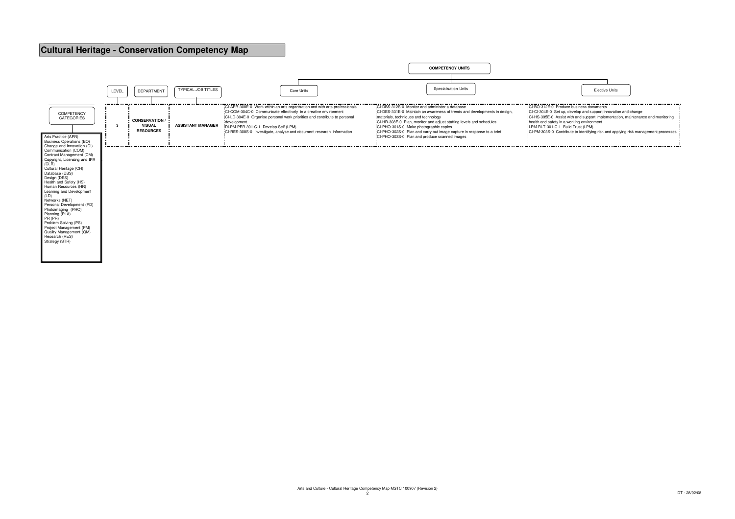# Cultural Heritage - Conservation Competency Map

**COMPETENCY UNITS**

| LEVEL | DEPARTMENT | TYPICAL JOB TITLES | Core Units | Specialisation Units | Elective Units |
|---|---|---|---|---|---|
| 3 | **CONSERVATION / VISUAL RESOURCES** | **ASSISTANT MANAGER** | CI-APR-308E-0 Work within an arts organisation and with arts professionals<br>CI-COM-304C-0 Communicate effectively in a creative environment<br>CI-LD-304E-0 Organise personal work priorities and contribute to personal development<br>DLPM-PER-301-C-1 Develop Self (LPM)<br>CI-RES-308S-0 Investigate, analyse and document research information | CI-DBS-312S-0 Monitor and administer a database<br>CI-DES-331E-0 Maintain an awareness of trends and developments in design, materials, techniques and technology<br>CI-HR-308E-0 Plan, monitor and adjust staffing levels and schedules<br>CI-PHO-301S-0 Make photographic copies<br>CI-PHO-302S-0 Plan and carry out image capture in response to a brief<br>CI-PHO-303S-0 Plan and produce scanned images | CI-BO-312E-0 Produce business documents<br>CI-CI-304E-0 Set up, develop and support innovation and change<br>CI-HS-305E-0 Assist with and support implementation, maintenance and monitoring health and safety in a working environment<br>LPM-RLT-301-C-1 Build Trust (LPM)<br>CI-PM-303S-0 Contribute to identifying risk and applying risk management processes |

**COMPETENCY CATEGORIES**

Arts Practice (APR)
Business Operations (BO)
Change and Innovation (CI)
Communication (COM)
Contract Management (CM)
Copyright, Licensing and IPR (CLR)
Cultural Heritage (CH)
Database (DBS)
Design (DES)
Health and Safety (HS)
Human Resources (HR)
Learning and Development (LD)
Networks (NET)
Personal Development (PD)
Photoimaging (PHO)
Planning (PLA)
PR (PR)
Problem Solving (PS)
Project Management (PM)
Quality Management (QM)
Research (RES)
Strategy (STR)

Arts and Culture - Cultural Heritage Competency Map MSTC 100907 (Revision 2)

DT - 28/02/08